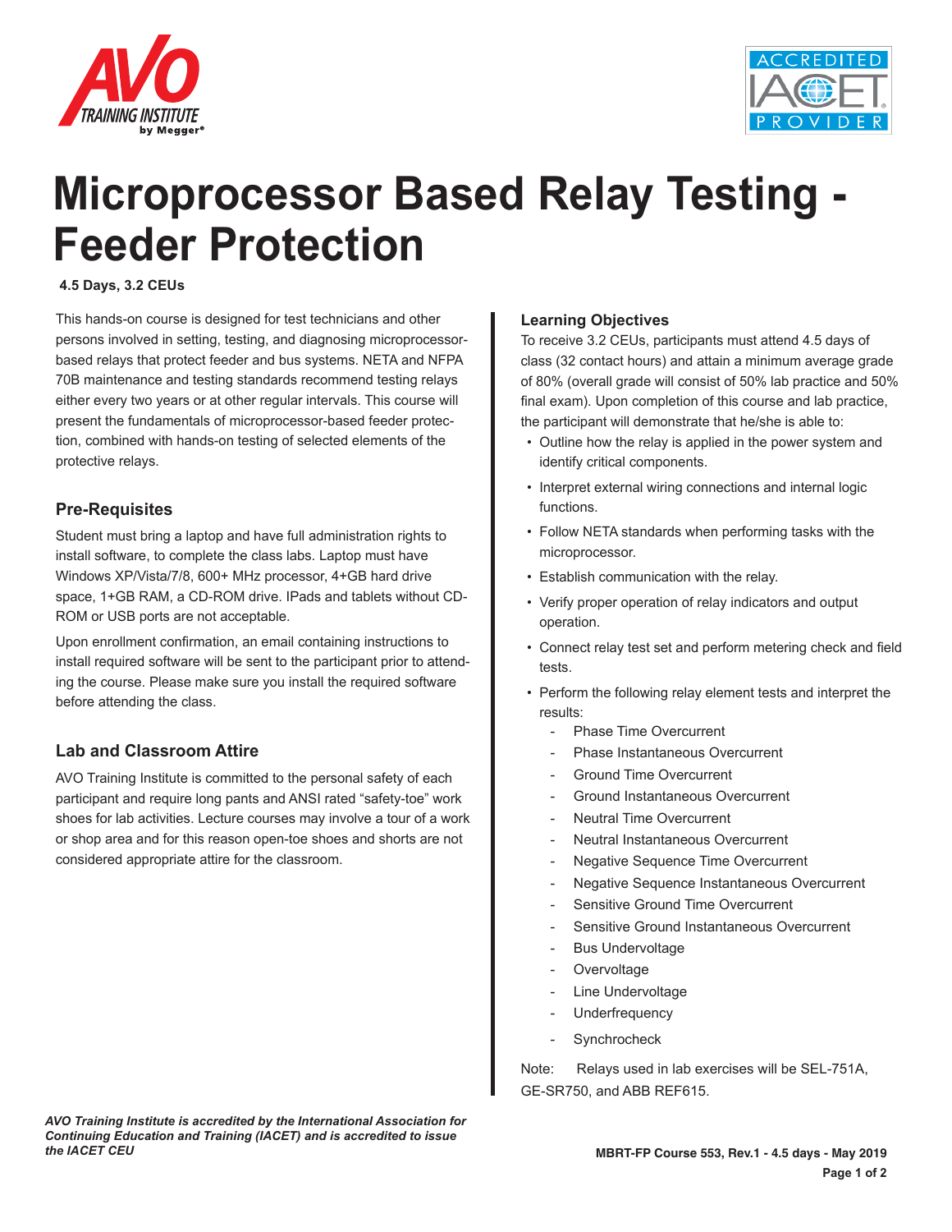# Microprocessor Based Relay Testing - Feeder Protection

**4.5 Days, 3.2 CEUs**

This hands-on course is designed for test technicians and other persons involved in setting, testing, and diagnosing microprocessor-based relays that protect feeder and bus systems. NETA and NFPA 70B maintenance and testing standards recommend testing relays either every two years or at other regular intervals. This course will present the fundamentals of microprocessor-based feeder protection, combined with hands-on testing of selected elements of the protective relays.

## Pre-Requisites

Student must bring a laptop and have full administration rights to install software, to complete the class labs. Laptop must have Windows XP/Vista/7/8, 600+ MHz processor, 4+GB hard drive space, 1+GB RAM, a CD-ROM drive. IPads and tablets without CD-ROM or USB ports are not acceptable.

Upon enrollment confirmation, an email containing instructions to install required software will be sent to the participant prior to attending the course. Please make sure you install the required software before attending the class.

## Lab and Classroom Attire

AVO Training Institute is committed to the personal safety of each participant and require long pants and ANSI rated "safety-toe" work shoes for lab activities. Lecture courses may involve a tour of a work or shop area and for this reason open-toe shoes and shorts are not considered appropriate attire for the classroom.

## Learning Objectives

To receive 3.2 CEUs, participants must attend 4.5 days of class (32 contact hours) and attain a minimum average grade of 80% (overall grade will consist of 50% lab practice and 50% final exam). Upon completion of this course and lab practice, the participant will demonstrate that he/she is able to:

- Outline how the relay is applied in the power system and identify critical components.
- Interpret external wiring connections and internal logic functions.
- Follow NETA standards when performing tasks with the microprocessor.
- Establish communication with the relay.
- Verify proper operation of relay indicators and output operation.
- Connect relay test set and perform metering check and field tests.
- Perform the following relay element tests and interpret the results:
  - Phase Time Overcurrent
  - Phase Instantaneous Overcurrent
  - Ground Time Overcurrent
  - Ground Instantaneous Overcurrent
  - Neutral Time Overcurrent
  - Neutral Instantaneous Overcurrent
  - Negative Sequence Time Overcurrent
  - Negative Sequence Instantaneous Overcurrent
  - Sensitive Ground Time Overcurrent
  - Sensitive Ground Instantaneous Overcurrent
  - Bus Undervoltage
  - Overvoltage
  - Line Undervoltage
  - Underfrequency
  - Synchrocheck

Note: Relays used in lab exercises will be SEL-751A, GE-SR750, and ABB REF615.

*AVO Training Institute is accredited by the International Association for Continuing Education and Training (IACET) and is accredited to issue the IACET CEU*

**MBRT-FP Course 553, Rev.1 - 4.5 days - May 2019**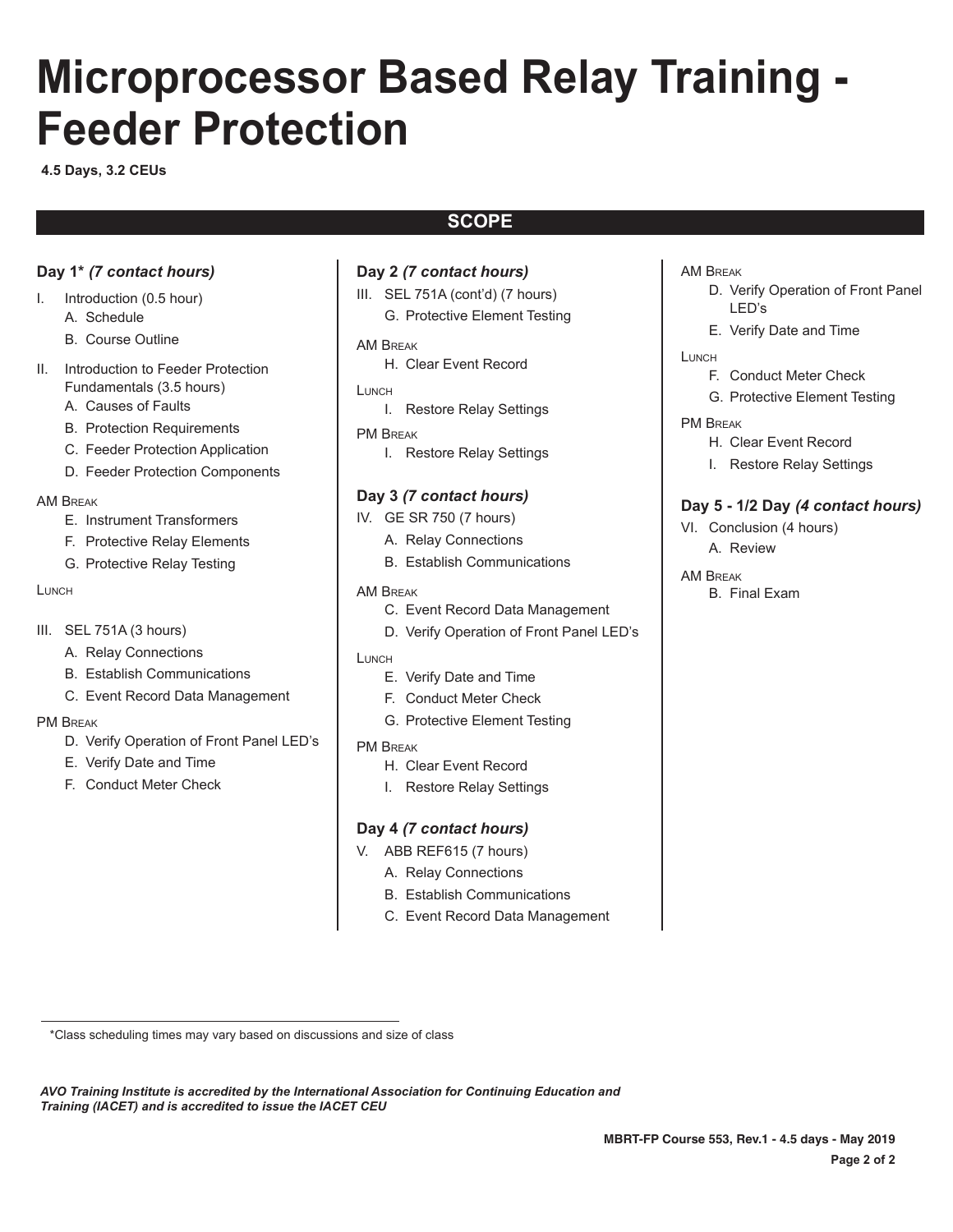# Microprocessor Based Relay Training - Feeder Protection

**4.5 Days, 3.2 CEUs**

## SCOPE

### Day 1* *(7 contact hours)*

I. Introduction (0.5 hour)
   - A. Schedule
   - B. Course Outline

II. Introduction to Feeder Protection Fundamentals (3.5 hours)
   - A. Causes of Faults
   - B. Protection Requirements
   - C. Feeder Protection Application
   - D. Feeder Protection Components

AM Break
   - E. Instrument Transformers
   - F. Protective Relay Elements
   - G. Protective Relay Testing

Lunch

III. SEL 751A (3 hours)
   - A. Relay Connections
   - B. Establish Communications
   - C. Event Record Data Management

PM Break
   - D. Verify Operation of Front Panel LED's
   - E. Verify Date and Time
   - F. Conduct Meter Check

### Day 2 *(7 contact hours)*

III. SEL 751A (cont'd) (7 hours)
   - G. Protective Element Testing

AM Break
   - H. Clear Event Record

Lunch
   - I. Restore Relay Settings

PM Break
   - I. Restore Relay Settings

### Day 3 *(7 contact hours)*

IV. GE SR 750 (7 hours)
   - A. Relay Connections
   - B. Establish Communications

AM Break
   - C. Event Record Data Management
   - D. Verify Operation of Front Panel LED's

Lunch
   - E. Verify Date and Time
   - F. Conduct Meter Check
   - G. Protective Element Testing

PM Break
   - H. Clear Event Record
   - I. Restore Relay Settings

### Day 4 *(7 contact hours)*

V. ABB REF615 (7 hours)
   - A. Relay Connections
   - B. Establish Communications
   - C. Event Record Data Management

AM Break
   - D. Verify Operation of Front Panel LED's
   - E. Verify Date and Time

Lunch
   - F. Conduct Meter Check
   - G. Protective Element Testing

PM Break
   - H. Clear Event Record
   - I. Restore Relay Settings

### Day 5 - 1/2 Day *(4 contact hours)*

VI. Conclusion (4 hours)
   - A. Review

AM Break
   - B. Final Exam

*Class scheduling times may vary based on discussions and size of class

***AVO Training Institute is accredited by the International Association for Continuing Education and Training (IACET) and is accredited to issue the IACET CEU***

**MBRT-FP Course 553, Rev.1 - 4.5 days - May 2019**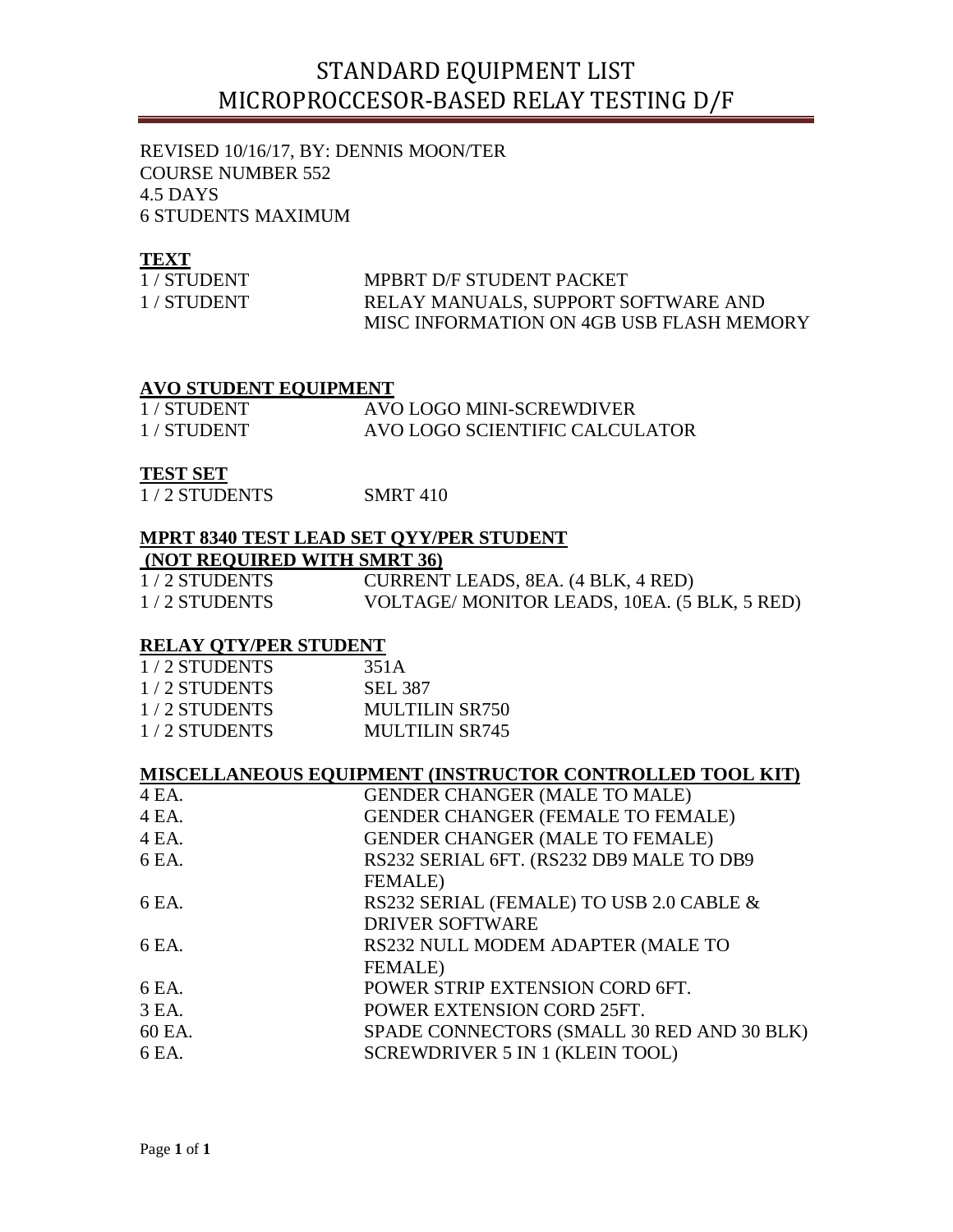# STANDARD EQUIPMENT LIST
# MICROPROCCESOR-BASED RELAY TESTING D/F

REVISED 10/16/17, BY: DENNIS MOON/TER
COURSE NUMBER 552
4.5 DAYS
6 STUDENTS MAXIMUM

**TEXT**

| | |
|---|---|
| 1 / STUDENT | MPBRT D/F STUDENT PACKET |
| 1 / STUDENT | RELAY MANUALS, SUPPORT SOFTWARE AND MISC INFORMATION ON 4GB USB FLASH MEMORY |

**AVO STUDENT EQUIPMENT**

| | |
|---|---|
| 1 / STUDENT | AVO LOGO MINI-SCREWDIVER |
| 1 / STUDENT | AVO LOGO SCIENTIFIC CALCULATOR |

**TEST SET**

| | |
|---|---|
| 1 / 2 STUDENTS | SMRT 410 |

**MPRT 8340 TEST LEAD SET QYY/PER STUDENT (NOT REQUIRED WITH SMRT 36)**

| | |
|---|---|
| 1 / 2 STUDENTS | CURRENT LEADS, 8EA. (4 BLK, 4 RED) |
| 1 / 2 STUDENTS | VOLTAGE/ MONITOR LEADS, 10EA. (5 BLK, 5 RED) |

**RELAY QTY/PER STUDENT**

| | |
|---|---|
| 1 / 2 STUDENTS | 351A |
| 1 / 2 STUDENTS | SEL 387 |
| 1 / 2 STUDENTS | MULTILIN SR750 |
| 1 / 2 STUDENTS | MULTILIN SR745 |

**MISCELLANEOUS EQUIPMENT (INSTRUCTOR CONTROLLED TOOL KIT)**

| | |
|---|---|
| 4 EA. | GENDER CHANGER (MALE TO MALE) |
| 4 EA. | GENDER CHANGER (FEMALE TO FEMALE) |
| 4 EA. | GENDER CHANGER (MALE TO FEMALE) |
| 6 EA. | RS232 SERIAL 6FT. (RS232 DB9 MALE TO DB9 FEMALE) |
| 6 EA. | RS232 SERIAL (FEMALE) TO USB 2.0 CABLE & DRIVER SOFTWARE |
| 6 EA. | RS232 NULL MODEM ADAPTER (MALE TO FEMALE) |
| 6 EA. | POWER STRIP EXTENSION CORD 6FT. |
| 3 EA. | POWER EXTENSION CORD 25FT. |
| 60 EA. | SPADE CONNECTORS (SMALL 30 RED AND 30 BLK) |
| 6 EA. | SCREWDRIVER 5 IN 1 (KLEIN TOOL) |